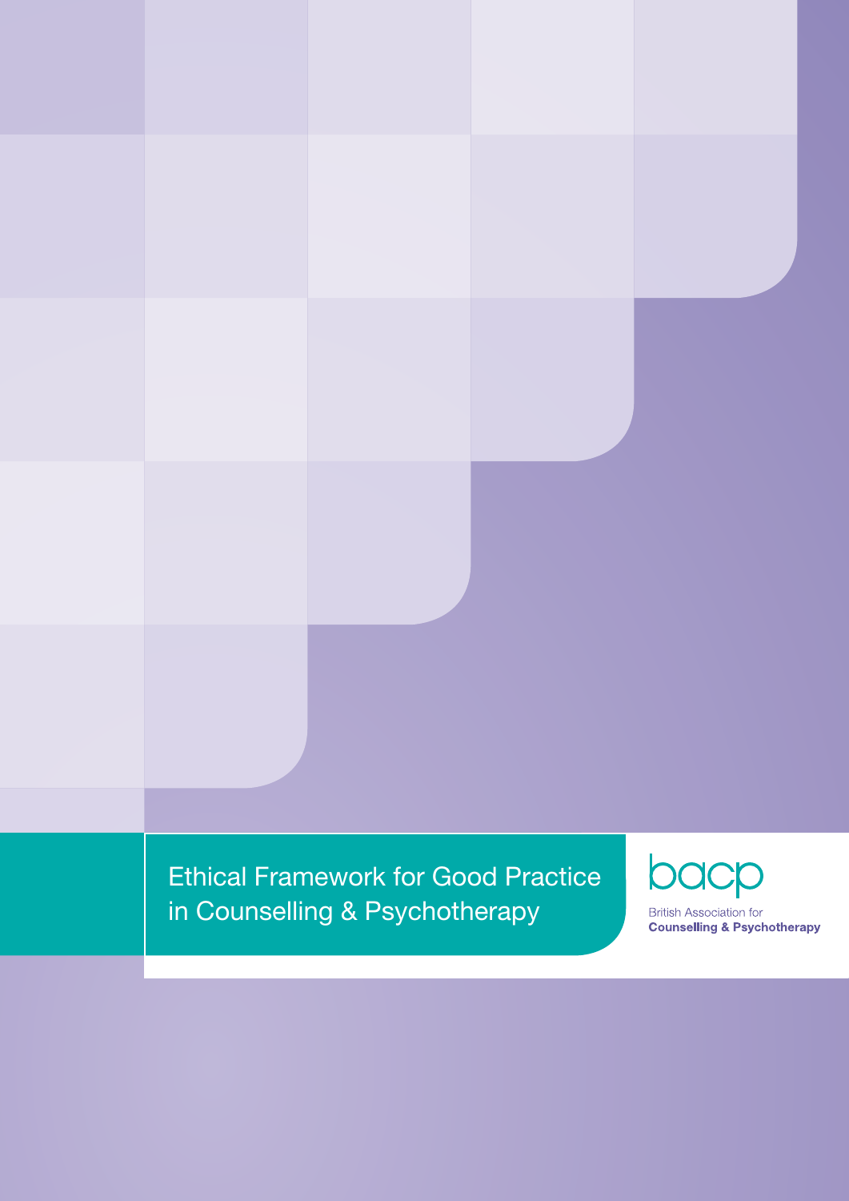# Ethical Framework for Good Practice in Counselling & Psychotherapy

bacp

British Association for **Counselling & Psychotherapy**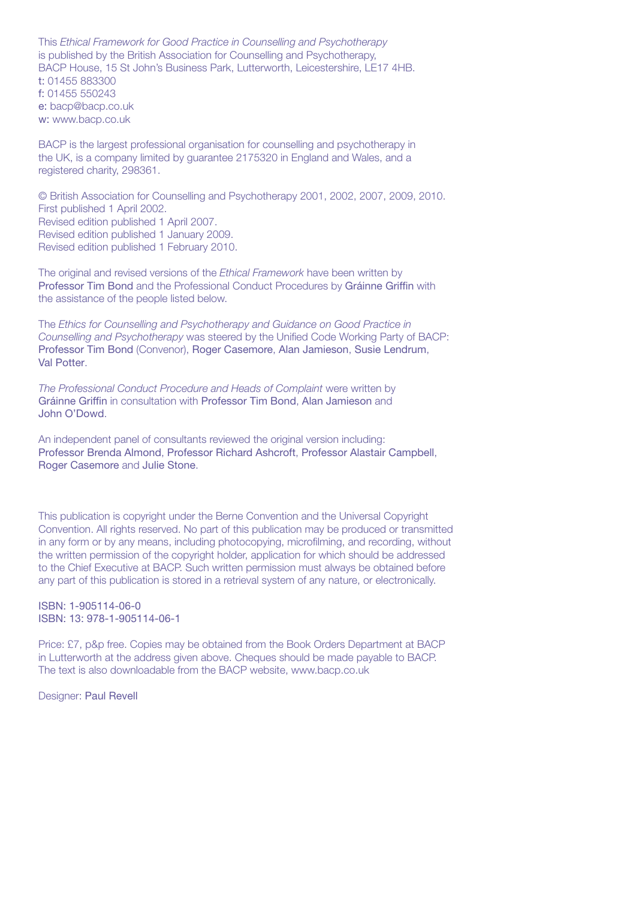This *Ethical Framework for Good Practice in Counselling and Psychotherapy* is published by the British Association for Counselling and Psychotherapy, BACP House, 15 St John's Business Park, Lutterworth, Leicestershire, LE17 4HB.
t: 01455 883300
f: 01455 550243
e: bacp@bacp.co.uk
w: www.bacp.co.uk

BACP is the largest professional organisation for counselling and psychotherapy in the UK, is a company limited by guarantee 2175320 in England and Wales, and a registered charity, 298361.

© British Association for Counselling and Psychotherapy 2001, 2002, 2007, 2009, 2010.
First published 1 April 2002.
Revised edition published 1 April 2007.
Revised edition published 1 January 2009.
Revised edition published 1 February 2010.

The original and revised versions of the *Ethical Framework* have been written by Professor Tim Bond and the Professional Conduct Procedures by Gráinne Griffin with the assistance of the people listed below.

The *Ethics for Counselling and Psychotherapy and Guidance on Good Practice in Counselling and Psychotherapy* was steered by the Unified Code Working Party of BACP: Professor Tim Bond (Convenor), Roger Casemore, Alan Jamieson, Susie Lendrum, Val Potter.

*The Professional Conduct Procedure and Heads of Complaint* were written by Gráinne Griffin in consultation with Professor Tim Bond, Alan Jamieson and John O'Dowd.

An independent panel of consultants reviewed the original version including: Professor Brenda Almond, Professor Richard Ashcroft, Professor Alastair Campbell, Roger Casemore and Julie Stone.

This publication is copyright under the Berne Convention and the Universal Copyright Convention. All rights reserved. No part of this publication may be produced or transmitted in any form or by any means, including photocopying, microfilming, and recording, without the written permission of the copyright holder, application for which should be addressed to the Chief Executive at BACP. Such written permission must always be obtained before any part of this publication is stored in a retrieval system of any nature, or electronically.

ISBN: 1-905114-06-0
ISBN: 13: 978-1-905114-06-1

Price: £7, p&p free. Copies may be obtained from the Book Orders Department at BACP in Lutterworth at the address given above. Cheques should be made payable to BACP. The text is also downloadable from the BACP website, www.bacp.co.uk

Designer: Paul Revell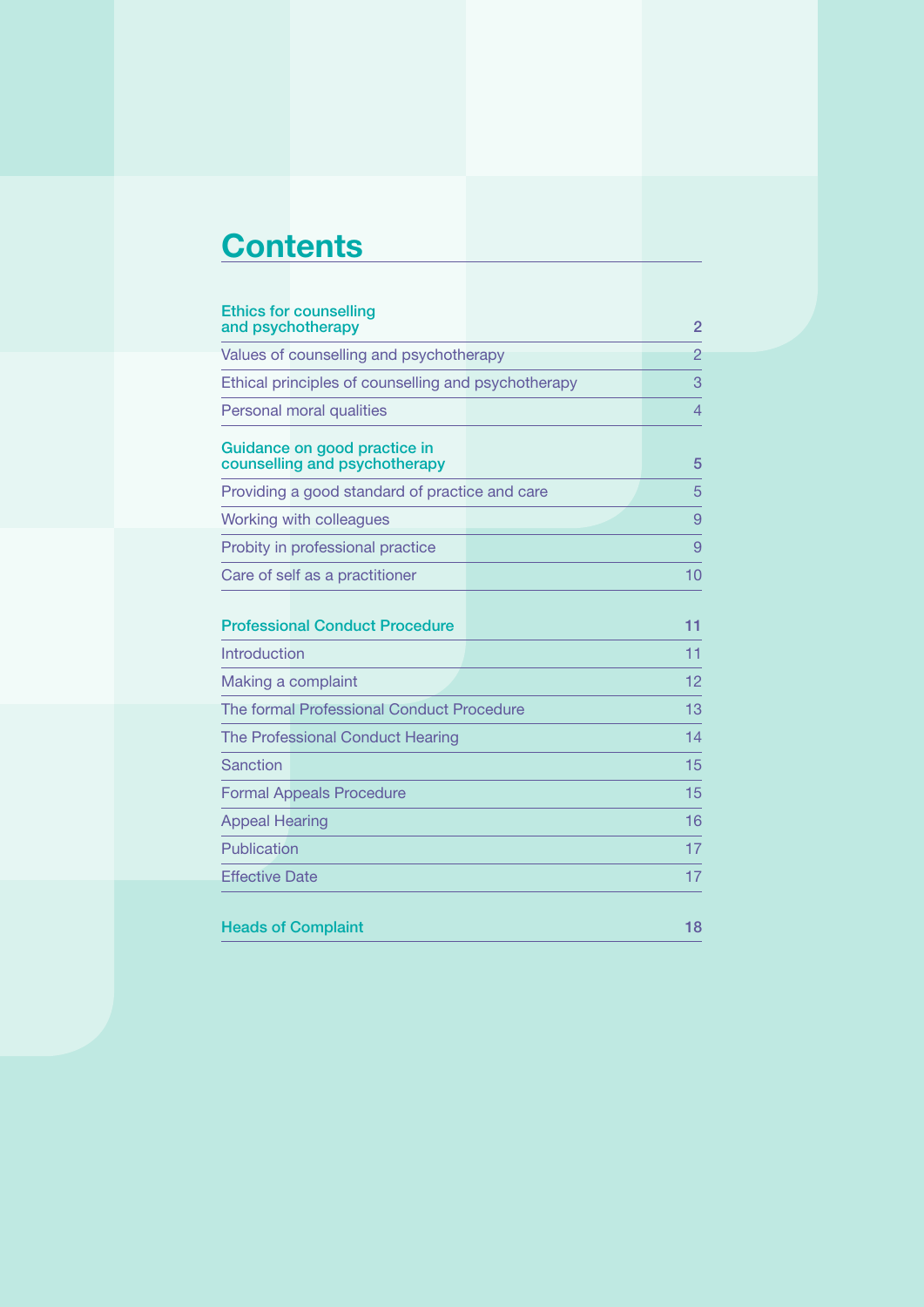# Contents

| | |
|---|---|
| **Ethics for counselling and psychotherapy** | **2** |
| Values of counselling and psychotherapy | 2 |
| Ethical principles of counselling and psychotherapy | 3 |
| Personal moral qualities | 4 |
| **Guidance on good practice in counselling and psychotherapy** | **5** |
| Providing a good standard of practice and care | 5 |
| Working with colleagues | 9 |
| Probity in professional practice | 9 |
| Care of self as a practitioner | 10 |
| **Professional Conduct Procedure** | **11** |
| Introduction | 11 |
| Making a complaint | 12 |
| The formal Professional Conduct Procedure | 13 |
| The Professional Conduct Hearing | 14 |
| Sanction | 15 |
| Formal Appeals Procedure | 15 |
| Appeal Hearing | 16 |
| Publication | 17 |
| Effective Date | 17 |
| **Heads of Complaint** | **18** |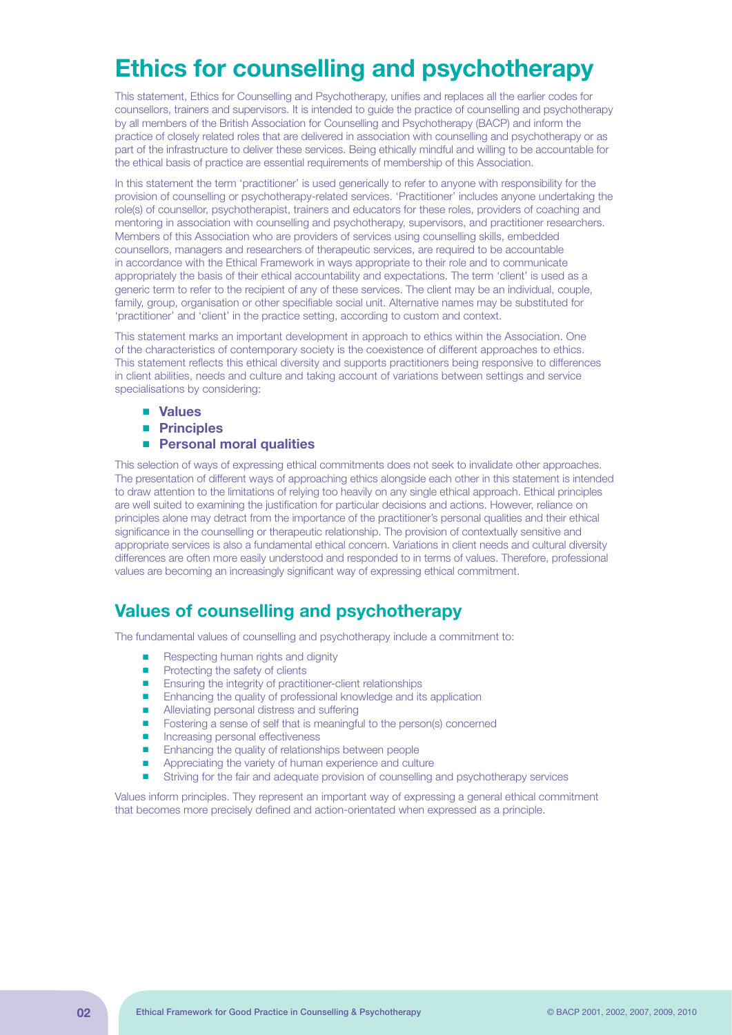# Ethics for counselling and psychotherapy

This statement, Ethics for Counselling and Psychotherapy, unifies and replaces all the earlier codes for counsellors, trainers and supervisors. It is intended to guide the practice of counselling and psychotherapy by all members of the British Association for Counselling and Psychotherapy (BACP) and inform the practice of closely related roles that are delivered in association with counselling and psychotherapy or as part of the infrastructure to deliver these services. Being ethically mindful and willing to be accountable for the ethical basis of practice are essential requirements of membership of this Association.

In this statement the term 'practitioner' is used generically to refer to anyone with responsibility for the provision of counselling or psychotherapy-related services. 'Practitioner' includes anyone undertaking the role(s) of counsellor, psychotherapist, trainers and educators for these roles, providers of coaching and mentoring in association with counselling and psychotherapy, supervisors, and practitioner researchers. Members of this Association who are providers of services using counselling skills, embedded counsellors, managers and researchers of therapeutic services, are required to be accountable in accordance with the Ethical Framework in ways appropriate to their role and to communicate appropriately the basis of their ethical accountability and expectations. The term 'client' is used as a generic term to refer to the recipient of any of these services. The client may be an individual, couple, family, group, organisation or other specifiable social unit. Alternative names may be substituted for 'practitioner' and 'client' in the practice setting, according to custom and context.

This statement marks an important development in approach to ethics within the Association. One of the characteristics of contemporary society is the coexistence of different approaches to ethics. This statement reflects this ethical diversity and supports practitioners being responsive to differences in client abilities, needs and culture and taking account of variations between settings and service specialisations by considering:

- **Values**
- **Principles**
- **Personal moral qualities**

This selection of ways of expressing ethical commitments does not seek to invalidate other approaches. The presentation of different ways of approaching ethics alongside each other in this statement is intended to draw attention to the limitations of relying too heavily on any single ethical approach. Ethical principles are well suited to examining the justification for particular decisions and actions. However, reliance on principles alone may detract from the importance of the practitioner's personal qualities and their ethical significance in the counselling or therapeutic relationship. The provision of contextually sensitive and appropriate services is also a fundamental ethical concern. Variations in client needs and cultural diversity differences are often more easily understood and responded to in terms of values. Therefore, professional values are becoming an increasingly significant way of expressing ethical commitment.

## Values of counselling and psychotherapy

The fundamental values of counselling and psychotherapy include a commitment to:

- Respecting human rights and dignity
- Protecting the safety of clients
- Ensuring the integrity of practitioner-client relationships
- Enhancing the quality of professional knowledge and its application
- Alleviating personal distress and suffering
- Fostering a sense of self that is meaningful to the person(s) concerned
- Increasing personal effectiveness
- Enhancing the quality of relationships between people
- Appreciating the variety of human experience and culture
- Striving for the fair and adequate provision of counselling and psychotherapy services

Values inform principles. They represent an important way of expressing a general ethical commitment that becomes more precisely defined and action-orientated when expressed as a principle.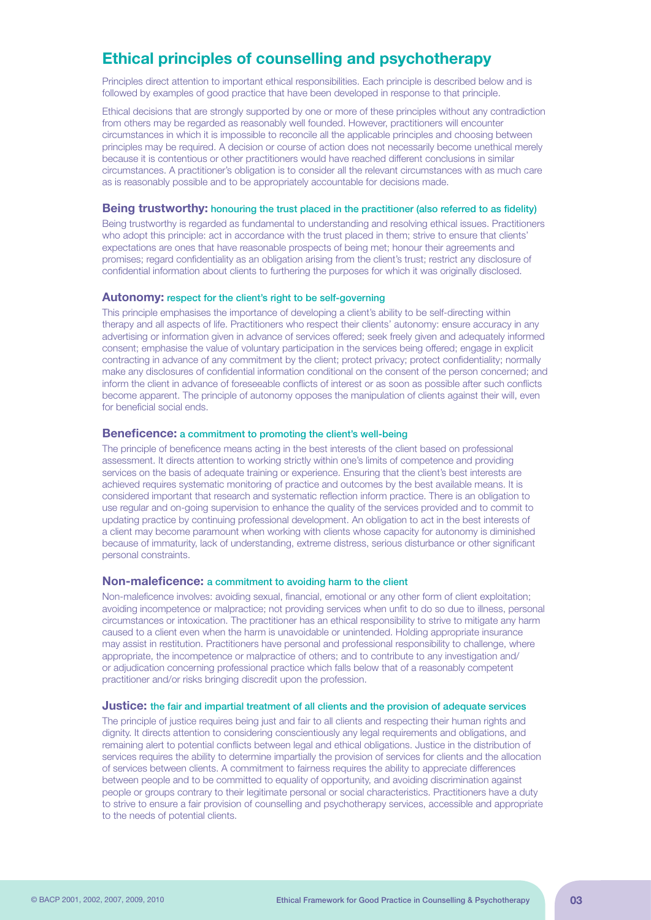## Ethical principles of counselling and psychotherapy

Principles direct attention to important ethical responsibilities. Each principle is described below and is followed by examples of good practice that have been developed in response to that principle.

Ethical decisions that are strongly supported by one or more of these principles without any contradiction from others may be regarded as reasonably well founded. However, practitioners will encounter circumstances in which it is impossible to reconcile all the applicable principles and choosing between principles may be required. A decision or course of action does not necessarily become unethical merely because it is contentious or other practitioners would have reached different conclusions in similar circumstances. A practitioner's obligation is to consider all the relevant circumstances with as much care as is reasonably possible and to be appropriately accountable for decisions made.

### Being trustworthy: honouring the trust placed in the practitioner (also referred to as fidelity)

Being trustworthy is regarded as fundamental to understanding and resolving ethical issues. Practitioners who adopt this principle: act in accordance with the trust placed in them; strive to ensure that clients' expectations are ones that have reasonable prospects of being met; honour their agreements and promises; regard confidentiality as an obligation arising from the client's trust; restrict any disclosure of confidential information about clients to furthering the purposes for which it was originally disclosed.

### Autonomy: respect for the client's right to be self-governing

This principle emphasises the importance of developing a client's ability to be self-directing within therapy and all aspects of life. Practitioners who respect their clients' autonomy: ensure accuracy in any advertising or information given in advance of services offered; seek freely given and adequately informed consent; emphasise the value of voluntary participation in the services being offered; engage in explicit contracting in advance of any commitment by the client; protect privacy; protect confidentiality; normally make any disclosures of confidential information conditional on the consent of the person concerned; and inform the client in advance of foreseeable conflicts of interest or as soon as possible after such conflicts become apparent. The principle of autonomy opposes the manipulation of clients against their will, even for beneficial social ends.

### Beneficence: a commitment to promoting the client's well-being

The principle of beneficence means acting in the best interests of the client based on professional assessment. It directs attention to working strictly within one's limits of competence and providing services on the basis of adequate training or experience. Ensuring that the client's best interests are achieved requires systematic monitoring of practice and outcomes by the best available means. It is considered important that research and systematic reflection inform practice. There is an obligation to use regular and on-going supervision to enhance the quality of the services provided and to commit to updating practice by continuing professional development. An obligation to act in the best interests of a client may become paramount when working with clients whose capacity for autonomy is diminished because of immaturity, lack of understanding, extreme distress, serious disturbance or other significant personal constraints.

### Non-maleficence: a commitment to avoiding harm to the client

Non-maleficence involves: avoiding sexual, financial, emotional or any other form of client exploitation; avoiding incompetence or malpractice; not providing services when unfit to do so due to illness, personal circumstances or intoxication. The practitioner has an ethical responsibility to strive to mitigate any harm caused to a client even when the harm is unavoidable or unintended. Holding appropriate insurance may assist in restitution. Practitioners have personal and professional responsibility to challenge, where appropriate, the incompetence or malpractice of others; and to contribute to any investigation and/or adjudication concerning professional practice which falls below that of a reasonably competent practitioner and/or risks bringing discredit upon the profession.

### Justice: the fair and impartial treatment of all clients and the provision of adequate services

The principle of justice requires being just and fair to all clients and respecting their human rights and dignity. It directs attention to considering conscientiously any legal requirements and obligations, and remaining alert to potential conflicts between legal and ethical obligations. Justice in the distribution of services requires the ability to determine impartially the provision of services for clients and the allocation of services between clients. A commitment to fairness requires the ability to appreciate differences between people and to be committed to equality of opportunity, and avoiding discrimination against people or groups contrary to their legitimate personal or social characteristics. Practitioners have a duty to strive to ensure a fair provision of counselling and psychotherapy services, accessible and appropriate to the needs of potential clients.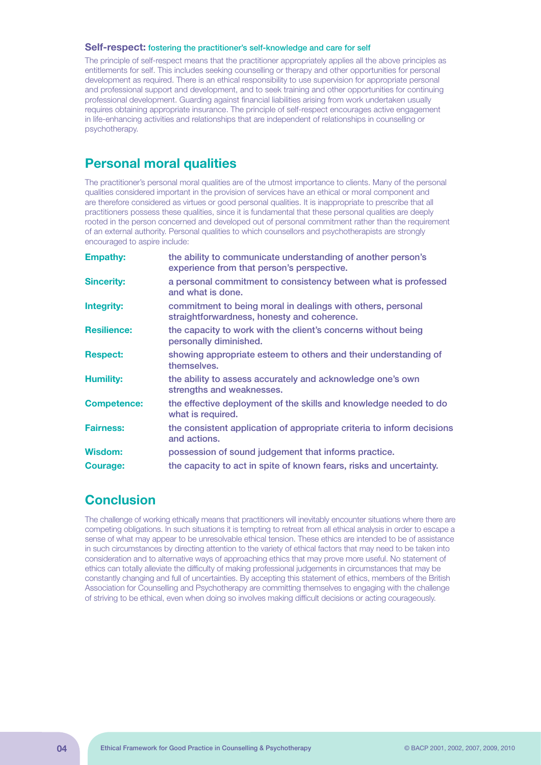**Self-respect:** fostering the practitioner's self-knowledge and care for self

The principle of self-respect means that the practitioner appropriately applies all the above principles as entitlements for self. This includes seeking counselling or therapy and other opportunities for personal development as required. There is an ethical responsibility to use supervision for appropriate personal and professional support and development, and to seek training and other opportunities for continuing professional development. Guarding against financial liabilities arising from work undertaken usually requires obtaining appropriate insurance. The principle of self-respect encourages active engagement in life-enhancing activities and relationships that are independent of relationships in counselling or psychotherapy.

## Personal moral qualities

The practitioner's personal moral qualities are of the utmost importance to clients. Many of the personal qualities considered important in the provision of services have an ethical or moral component and are therefore considered as virtues or good personal qualities. It is inappropriate to prescribe that all practitioners possess these qualities, since it is fundamental that these personal qualities are deeply rooted in the person concerned and developed out of personal commitment rather than the requirement of an external authority. Personal qualities to which counsellors and psychotherapists are strongly encouraged to aspire include:

| | |
|---|---|
| **Empathy:** | the ability to communicate understanding of another person's experience from that person's perspective. |
| **Sincerity:** | a personal commitment to consistency between what is professed and what is done. |
| **Integrity:** | commitment to being moral in dealings with others, personal straightforwardness, honesty and coherence. |
| **Resilience:** | the capacity to work with the client's concerns without being personally diminished. |
| **Respect:** | showing appropriate esteem to others and their understanding of themselves. |
| **Humility:** | the ability to assess accurately and acknowledge one's own strengths and weaknesses. |
| **Competence:** | the effective deployment of the skills and knowledge needed to do what is required. |
| **Fairness:** | the consistent application of appropriate criteria to inform decisions and actions. |
| **Wisdom:** | possession of sound judgement that informs practice. |
| **Courage:** | the capacity to act in spite of known fears, risks and uncertainty. |

## Conclusion

The challenge of working ethically means that practitioners will inevitably encounter situations where there are competing obligations. In such situations it is tempting to retreat from all ethical analysis in order to escape a sense of what may appear to be unresolvable ethical tension. These ethics are intended to be of assistance in such circumstances by directing attention to the variety of ethical factors that may need to be taken into consideration and to alternative ways of approaching ethics that may prove more useful. No statement of ethics can totally alleviate the difficulty of making professional judgements in circumstances that may be constantly changing and full of uncertainties. By accepting this statement of ethics, members of the British Association for Counselling and Psychotherapy are committing themselves to engaging with the challenge of striving to be ethical, even when doing so involves making difficult decisions or acting courageously.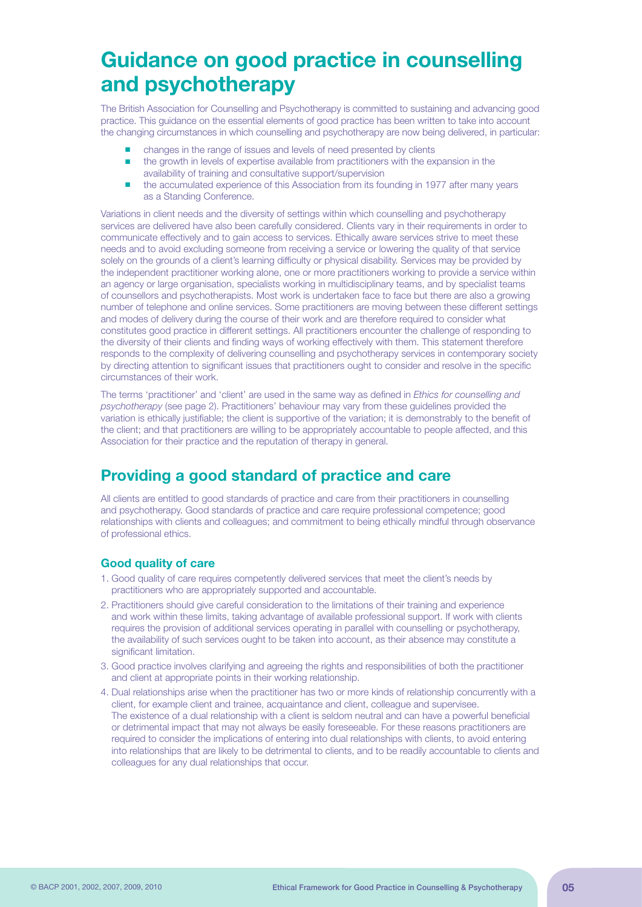# Guidance on good practice in counselling and psychotherapy

The British Association for Counselling and Psychotherapy is committed to sustaining and advancing good practice. This guidance on the essential elements of good practice has been written to take into account the changing circumstances in which counselling and psychotherapy are now being delivered, in particular:

- changes in the range of issues and levels of need presented by clients
- the growth in levels of expertise available from practitioners with the expansion in the availability of training and consultative support/supervision
- the accumulated experience of this Association from its founding in 1977 after many years as a Standing Conference.

Variations in client needs and the diversity of settings within which counselling and psychotherapy services are delivered have also been carefully considered. Clients vary in their requirements in order to communicate effectively and to gain access to services. Ethically aware services strive to meet these needs and to avoid excluding someone from receiving a service or lowering the quality of that service solely on the grounds of a client's learning difficulty or physical disability. Services may be provided by the independent practitioner working alone, one or more practitioners working to provide a service within an agency or large organisation, specialists working in multidisciplinary teams, and by specialist teams of counsellors and psychotherapists. Most work is undertaken face to face but there are also a growing number of telephone and online services. Some practitioners are moving between these different settings and modes of delivery during the course of their work and are therefore required to consider what constitutes good practice in different settings. All practitioners encounter the challenge of responding to the diversity of their clients and finding ways of working effectively with them. This statement therefore responds to the complexity of delivering counselling and psychotherapy services in contemporary society by directing attention to significant issues that practitioners ought to consider and resolve in the specific circumstances of their work.

The terms 'practitioner' and 'client' are used in the same way as defined in *Ethics for counselling and psychotherapy* (see page 2). Practitioners' behaviour may vary from these guidelines provided the variation is ethically justifiable; the client is supportive of the variation; it is demonstrably to the benefit of the client; and that practitioners are willing to be appropriately accountable to people affected, and this Association for their practice and the reputation of therapy in general.

## Providing a good standard of practice and care

All clients are entitled to good standards of practice and care from their practitioners in counselling and psychotherapy. Good standards of practice and care require professional competence; good relationships with clients and colleagues; and commitment to being ethically mindful through observance of professional ethics.

### Good quality of care

1. Good quality of care requires competently delivered services that meet the client's needs by practitioners who are appropriately supported and accountable.
2. Practitioners should give careful consideration to the limitations of their training and experience and work within these limits, taking advantage of available professional support. If work with clients requires the provision of additional services operating in parallel with counselling or psychotherapy, the availability of such services ought to be taken into account, as their absence may constitute a significant limitation.
3. Good practice involves clarifying and agreeing the rights and responsibilities of both the practitioner and client at appropriate points in their working relationship.
4. Dual relationships arise when the practitioner has two or more kinds of relationship concurrently with a client, for example client and trainee, acquaintance and client, colleague and supervisee. The existence of a dual relationship with a client is seldom neutral and can have a powerful beneficial or detrimental impact that may not always be easily foreseeable. For these reasons practitioners are required to consider the implications of entering into dual relationships with clients, to avoid entering into relationships that are likely to be detrimental to clients, and to be readily accountable to clients and colleagues for any dual relationships that occur.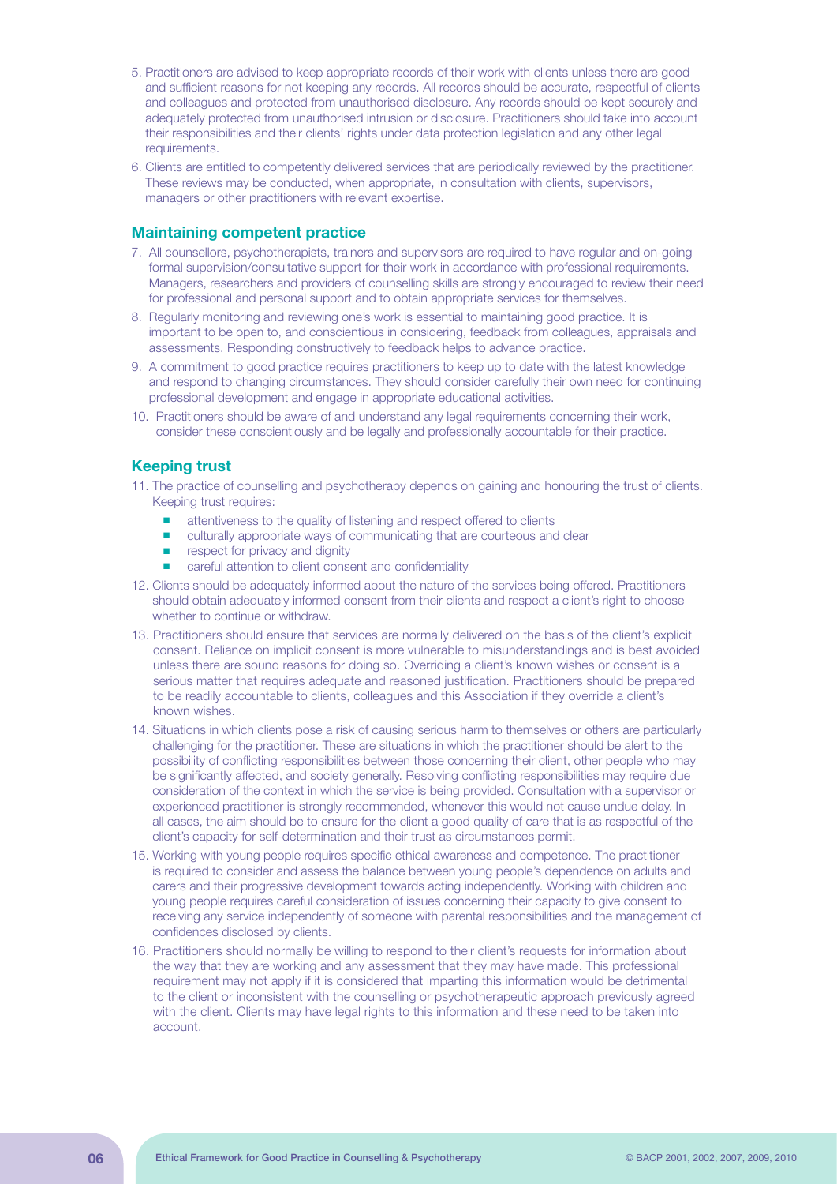5. Practitioners are advised to keep appropriate records of their work with clients unless there are good and sufficient reasons for not keeping any records. All records should be accurate, respectful of clients and colleagues and protected from unauthorised disclosure. Any records should be kept securely and adequately protected from unauthorised intrusion or disclosure. Practitioners should take into account their responsibilities and their clients' rights under data protection legislation and any other legal requirements.
6. Clients are entitled to competently delivered services that are periodically reviewed by the practitioner. These reviews may be conducted, when appropriate, in consultation with clients, supervisors, managers or other practitioners with relevant expertise.

### Maintaining competent practice

7. All counsellors, psychotherapists, trainers and supervisors are required to have regular and on-going formal supervision/consultative support for their work in accordance with professional requirements. Managers, researchers and providers of counselling skills are strongly encouraged to review their need for professional and personal support and to obtain appropriate services for themselves.
8. Regularly monitoring and reviewing one's work is essential to maintaining good practice. It is important to be open to, and conscientious in considering, feedback from colleagues, appraisals and assessments. Responding constructively to feedback helps to advance practice.
9. A commitment to good practice requires practitioners to keep up to date with the latest knowledge and respond to changing circumstances. They should consider carefully their own need for continuing professional development and engage in appropriate educational activities.
10. Practitioners should be aware of and understand any legal requirements concerning their work, consider these conscientiously and be legally and professionally accountable for their practice.

### Keeping trust

11. The practice of counselling and psychotherapy depends on gaining and honouring the trust of clients. Keeping trust requires:
    - attentiveness to the quality of listening and respect offered to clients
    - culturally appropriate ways of communicating that are courteous and clear
    - respect for privacy and dignity
    - careful attention to client consent and confidentiality
12. Clients should be adequately informed about the nature of the services being offered. Practitioners should obtain adequately informed consent from their clients and respect a client's right to choose whether to continue or withdraw.
13. Practitioners should ensure that services are normally delivered on the basis of the client's explicit consent. Reliance on implicit consent is more vulnerable to misunderstandings and is best avoided unless there are sound reasons for doing so. Overriding a client's known wishes or consent is a serious matter that requires adequate and reasoned justification. Practitioners should be prepared to be readily accountable to clients, colleagues and this Association if they override a client's known wishes.
14. Situations in which clients pose a risk of causing serious harm to themselves or others are particularly challenging for the practitioner. These are situations in which the practitioner should be alert to the possibility of conflicting responsibilities between those concerning their client, other people who may be significantly affected, and society generally. Resolving conflicting responsibilities may require due consideration of the context in which the service is being provided. Consultation with a supervisor or experienced practitioner is strongly recommended, whenever this would not cause undue delay. In all cases, the aim should be to ensure for the client a good quality of care that is as respectful of the client's capacity for self-determination and their trust as circumstances permit.
15. Working with young people requires specific ethical awareness and competence. The practitioner is required to consider and assess the balance between young people's dependence on adults and carers and their progressive development towards acting independently. Working with children and young people requires careful consideration of issues concerning their capacity to give consent to receiving any service independently of someone with parental responsibilities and the management of confidences disclosed by clients.
16. Practitioners should normally be willing to respond to their client's requests for information about the way that they are working and any assessment that they may have made. This professional requirement may not apply if it is considered that imparting this information would be detrimental to the client or inconsistent with the counselling or psychotherapeutic approach previously agreed with the client. Clients may have legal rights to this information and these need to be taken into account.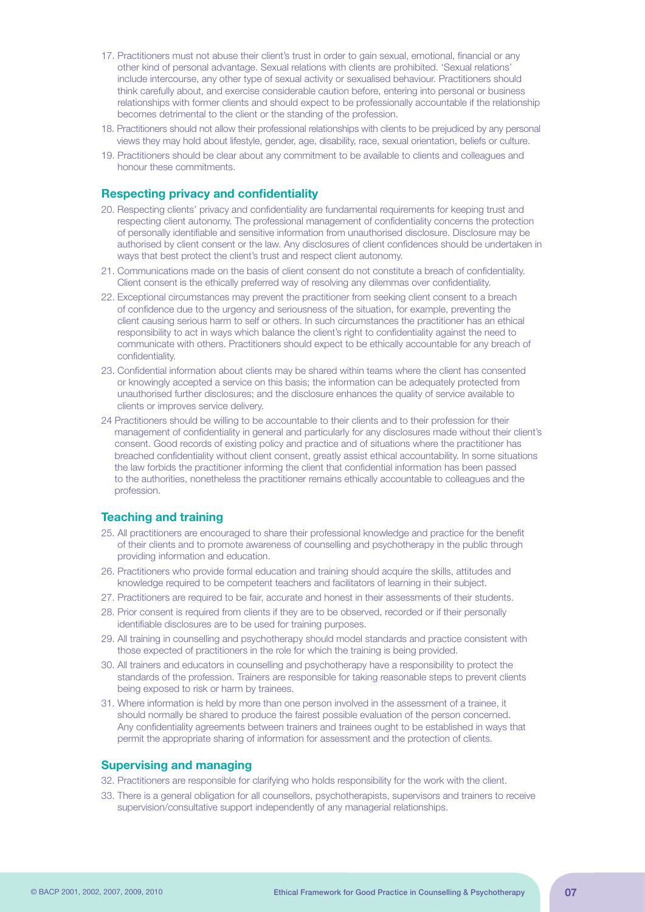17. Practitioners must not abuse their client's trust in order to gain sexual, emotional, financial or any other kind of personal advantage. Sexual relations with clients are prohibited. 'Sexual relations' include intercourse, any other type of sexual activity or sexualised behaviour. Practitioners should think carefully about, and exercise considerable caution before, entering into personal or business relationships with former clients and should expect to be professionally accountable if the relationship becomes detrimental to the client or the standing of the profession.
18. Practitioners should not allow their professional relationships with clients to be prejudiced by any personal views they may hold about lifestyle, gender, age, disability, race, sexual orientation, beliefs or culture.
19. Practitioners should be clear about any commitment to be available to clients and colleagues and honour these commitments.

### Respecting privacy and confidentiality

20. Respecting clients' privacy and confidentiality are fundamental requirements for keeping trust and respecting client autonomy. The professional management of confidentiality concerns the protection of personally identifiable and sensitive information from unauthorised disclosure. Disclosure may be authorised by client consent or the law. Any disclosures of client confidences should be undertaken in ways that best protect the client's trust and respect client autonomy.
21. Communications made on the basis of client consent do not constitute a breach of confidentiality. Client consent is the ethically preferred way of resolving any dilemmas over confidentiality.
22. Exceptional circumstances may prevent the practitioner from seeking client consent to a breach of confidence due to the urgency and seriousness of the situation, for example, preventing the client causing serious harm to self or others. In such circumstances the practitioner has an ethical responsibility to act in ways which balance the client's right to confidentiality against the need to communicate with others. Practitioners should expect to be ethically accountable for any breach of confidentiality.
23. Confidential information about clients may be shared within teams where the client has consented or knowingly accepted a service on this basis; the information can be adequately protected from unauthorised further disclosures; and the disclosure enhances the quality of service available to clients or improves service delivery.
24. Practitioners should be willing to be accountable to their clients and to their profession for their management of confidentiality in general and particularly for any disclosures made without their client's consent. Good records of existing policy and practice and of situations where the practitioner has breached confidentiality without client consent, greatly assist ethical accountability. In some situations the law forbids the practitioner informing the client that confidential information has been passed to the authorities, nonetheless the practitioner remains ethically accountable to colleagues and the profession.

### Teaching and training

25. All practitioners are encouraged to share their professional knowledge and practice for the benefit of their clients and to promote awareness of counselling and psychotherapy in the public through providing information and education.
26. Practitioners who provide formal education and training should acquire the skills, attitudes and knowledge required to be competent teachers and facilitators of learning in their subject.
27. Practitioners are required to be fair, accurate and honest in their assessments of their students.
28. Prior consent is required from clients if they are to be observed, recorded or if their personally identifiable disclosures are to be used for training purposes.
29. All training in counselling and psychotherapy should model standards and practice consistent with those expected of practitioners in the role for which the training is being provided.
30. All trainers and educators in counselling and psychotherapy have a responsibility to protect the standards of the profession. Trainers are responsible for taking reasonable steps to prevent clients being exposed to risk or harm by trainees.
31. Where information is held by more than one person involved in the assessment of a trainee, it should normally be shared to produce the fairest possible evaluation of the person concerned. Any confidentiality agreements between trainers and trainees ought to be established in ways that permit the appropriate sharing of information for assessment and the protection of clients.

### Supervising and managing

32. Practitioners are responsible for clarifying who holds responsibility for the work with the client.
33. There is a general obligation for all counsellors, psychotherapists, supervisors and trainers to receive supervision/consultative support independently of any managerial relationships.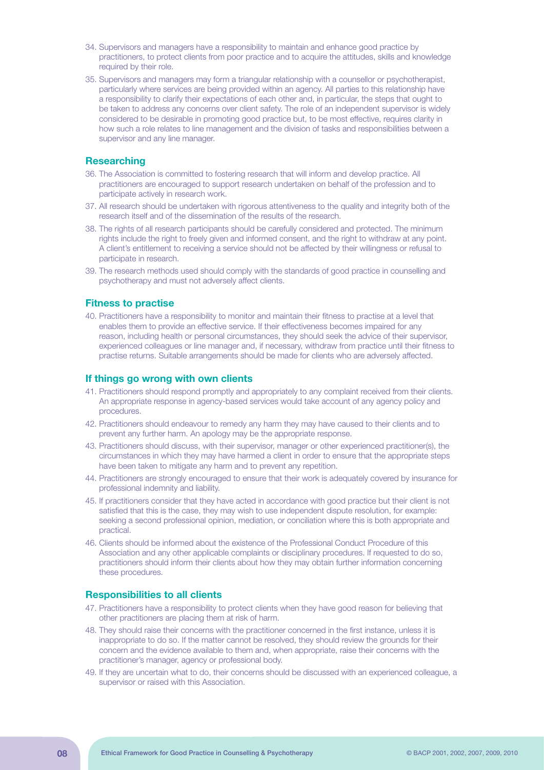34. Supervisors and managers have a responsibility to maintain and enhance good practice by practitioners, to protect clients from poor practice and to acquire the attitudes, skills and knowledge required by their role.
35. Supervisors and managers may form a triangular relationship with a counsellor or psychotherapist, particularly where services are being provided within an agency. All parties to this relationship have a responsibility to clarify their expectations of each other and, in particular, the steps that ought to be taken to address any concerns over client safety. The role of an independent supervisor is widely considered to be desirable in promoting good practice but, to be most effective, requires clarity in how such a role relates to line management and the division of tasks and responsibilities between a supervisor and any line manager.

## Researching

36. The Association is committed to fostering research that will inform and develop practice. All practitioners are encouraged to support research undertaken on behalf of the profession and to participate actively in research work.
37. All research should be undertaken with rigorous attentiveness to the quality and integrity both of the research itself and of the dissemination of the results of the research.
38. The rights of all research participants should be carefully considered and protected. The minimum rights include the right to freely given and informed consent, and the right to withdraw at any point. A client's entitlement to receiving a service should not be affected by their willingness or refusal to participate in research.
39. The research methods used should comply with the standards of good practice in counselling and psychotherapy and must not adversely affect clients.

## Fitness to practise

40. Practitioners have a responsibility to monitor and maintain their fitness to practise at a level that enables them to provide an effective service. If their effectiveness becomes impaired for any reason, including health or personal circumstances, they should seek the advice of their supervisor, experienced colleagues or line manager and, if necessary, withdraw from practice until their fitness to practise returns. Suitable arrangements should be made for clients who are adversely affected.

## If things go wrong with own clients

41. Practitioners should respond promptly and appropriately to any complaint received from their clients. An appropriate response in agency-based services would take account of any agency policy and procedures.
42. Practitioners should endeavour to remedy any harm they may have caused to their clients and to prevent any further harm. An apology may be the appropriate response.
43. Practitioners should discuss, with their supervisor, manager or other experienced practitioner(s), the circumstances in which they may have harmed a client in order to ensure that the appropriate steps have been taken to mitigate any harm and to prevent any repetition.
44. Practitioners are strongly encouraged to ensure that their work is adequately covered by insurance for professional indemnity and liability.
45. If practitioners consider that they have acted in accordance with good practice but their client is not satisfied that this is the case, they may wish to use independent dispute resolution, for example: seeking a second professional opinion, mediation, or conciliation where this is both appropriate and practical.
46. Clients should be informed about the existence of the Professional Conduct Procedure of this Association and any other applicable complaints or disciplinary procedures. If requested to do so, practitioners should inform their clients about how they may obtain further information concerning these procedures.

## Responsibilities to all clients

47. Practitioners have a responsibility to protect clients when they have good reason for believing that other practitioners are placing them at risk of harm.
48. They should raise their concerns with the practitioner concerned in the first instance, unless it is inappropriate to do so. If the matter cannot be resolved, they should review the grounds for their concern and the evidence available to them and, when appropriate, raise their concerns with the practitioner's manager, agency or professional body.
49. If they are uncertain what to do, their concerns should be discussed with an experienced colleague, a supervisor or raised with this Association.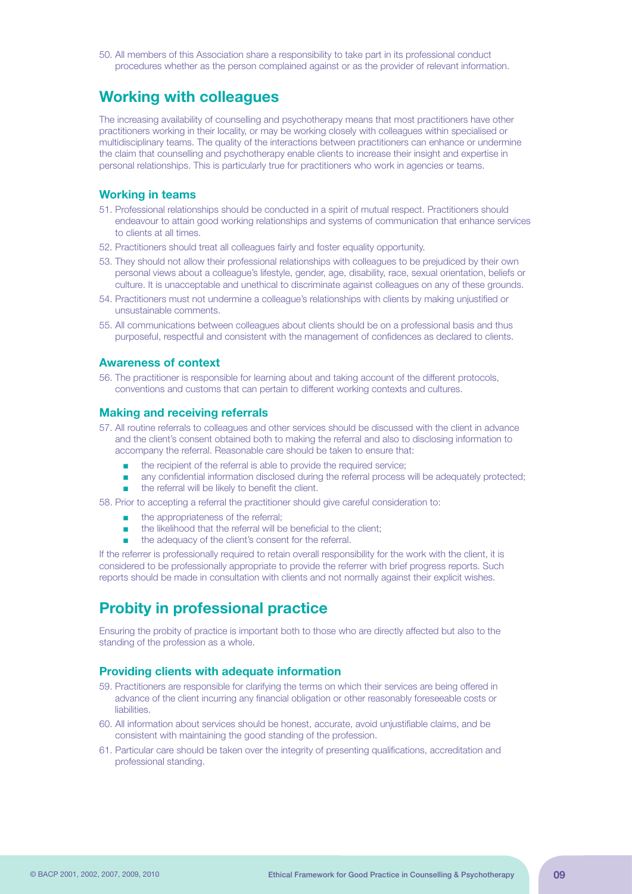50. All members of this Association share a responsibility to take part in its professional conduct procedures whether as the person complained against or as the provider of relevant information.

## Working with colleagues

The increasing availability of counselling and psychotherapy means that most practitioners have other practitioners working in their locality, or may be working closely with colleagues within specialised or multidisciplinary teams. The quality of the interactions between practitioners can enhance or undermine the claim that counselling and psychotherapy enable clients to increase their insight and expertise in personal relationships. This is particularly true for practitioners who work in agencies or teams.

### Working in teams

51. Professional relationships should be conducted in a spirit of mutual respect. Practitioners should endeavour to attain good working relationships and systems of communication that enhance services to clients at all times.
52. Practitioners should treat all colleagues fairly and foster equality opportunity.
53. They should not allow their professional relationships with colleagues to be prejudiced by their own personal views about a colleague's lifestyle, gender, age, disability, race, sexual orientation, beliefs or culture. It is unacceptable and unethical to discriminate against colleagues on any of these grounds.
54. Practitioners must not undermine a colleague's relationships with clients by making unjustified or unsustainable comments.
55. All communications between colleagues about clients should be on a professional basis and thus purposeful, respectful and consistent with the management of confidences as declared to clients.

### Awareness of context

56. The practitioner is responsible for learning about and taking account of the different protocols, conventions and customs that can pertain to different working contexts and cultures.

### Making and receiving referrals

57. All routine referrals to colleagues and other services should be discussed with the client in advance and the client's consent obtained both to making the referral and also to disclosing information to accompany the referral. Reasonable care should be taken to ensure that:
    - the recipient of the referral is able to provide the required service;
    - any confidential information disclosed during the referral process will be adequately protected;
    - the referral will be likely to benefit the client.
58. Prior to accepting a referral the practitioner should give careful consideration to:
    - the appropriateness of the referral;
    - the likelihood that the referral will be beneficial to the client;
    - the adequacy of the client's consent for the referral.

If the referrer is professionally required to retain overall responsibility for the work with the client, it is considered to be professionally appropriate to provide the referrer with brief progress reports. Such reports should be made in consultation with clients and not normally against their explicit wishes.

## Probity in professional practice

Ensuring the probity of practice is important both to those who are directly affected but also to the standing of the profession as a whole.

### Providing clients with adequate information

59. Practitioners are responsible for clarifying the terms on which their services are being offered in advance of the client incurring any financial obligation or other reasonably foreseeable costs or liabilities.
60. All information about services should be honest, accurate, avoid unjustifiable claims, and be consistent with maintaining the good standing of the profession.
61. Particular care should be taken over the integrity of presenting qualifications, accreditation and professional standing.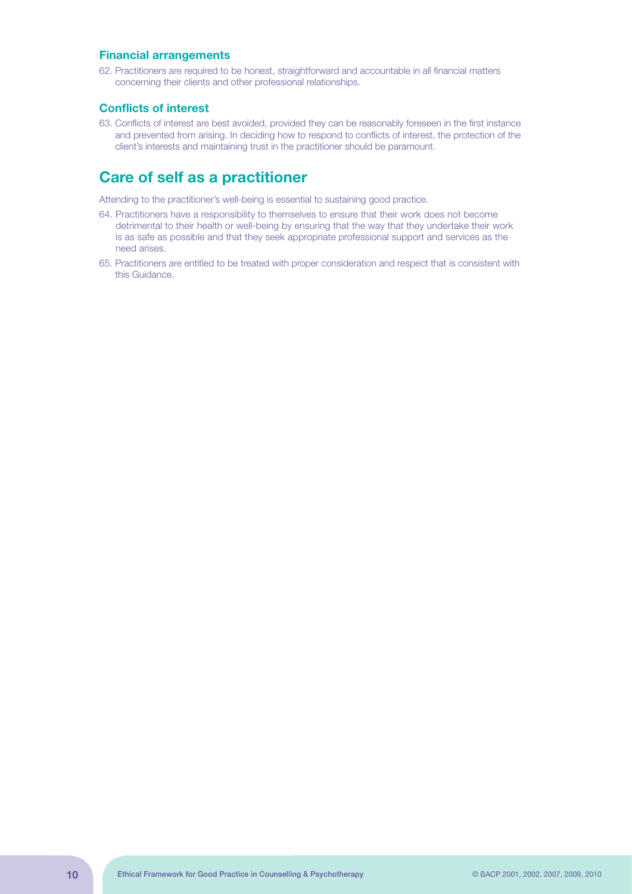### Financial arrangements

62. Practitioners are required to be honest, straightforward and accountable in all financial matters concerning their clients and other professional relationships.

### Conflicts of interest

63. Conflicts of interest are best avoided, provided they can be reasonably foreseen in the first instance and prevented from arising. In deciding how to respond to conflicts of interest, the protection of the client's interests and maintaining trust in the practitioner should be paramount.

## Care of self as a practitioner

Attending to the practitioner's well-being is essential to sustaining good practice.

64. Practitioners have a responsibility to themselves to ensure that their work does not become detrimental to their health or well-being by ensuring that the way that they undertake their work is as safe as possible and that they seek appropriate professional support and services as the need arises.
65. Practitioners are entitled to be treated with proper consideration and respect that is consistent with this Guidance.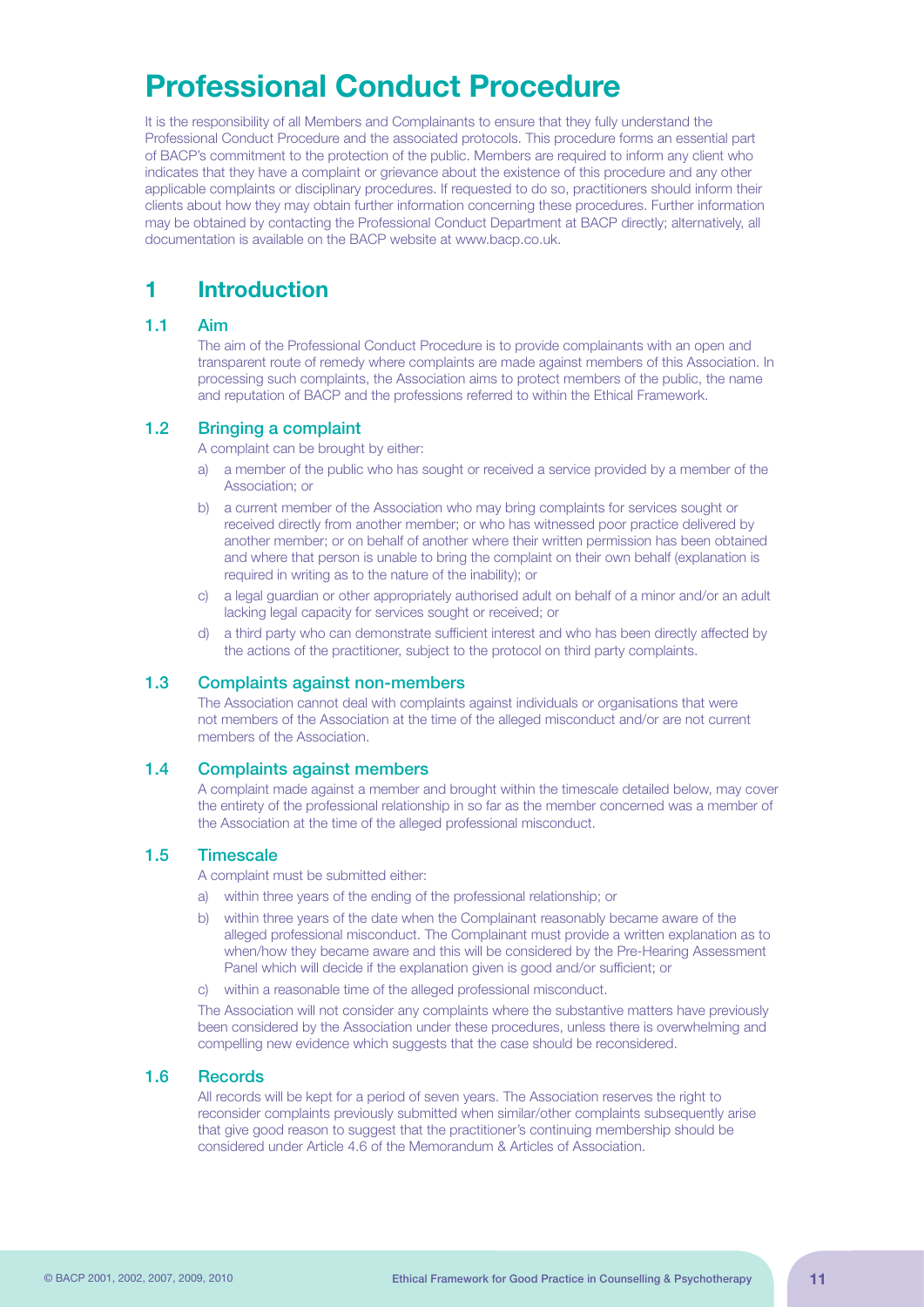# Professional Conduct Procedure

It is the responsibility of all Members and Complainants to ensure that they fully understand the Professional Conduct Procedure and the associated protocols. This procedure forms an essential part of BACP's commitment to the protection of the public. Members are required to inform any client who indicates that they have a complaint or grievance about the existence of this procedure and any other applicable complaints or disciplinary procedures. If requested to do so, practitioners should inform their clients about how they may obtain further information concerning these procedures. Further information may be obtained by contacting the Professional Conduct Department at BACP directly; alternatively, all documentation is available on the BACP website at www.bacp.co.uk.

## 1 Introduction

### 1.1 Aim

The aim of the Professional Conduct Procedure is to provide complainants with an open and transparent route of remedy where complaints are made against members of this Association. In processing such complaints, the Association aims to protect members of the public, the name and reputation of BACP and the professions referred to within the Ethical Framework.

### 1.2 Bringing a complaint

A complaint can be brought by either:

a) a member of the public who has sought or received a service provided by a member of the Association; or

b) a current member of the Association who may bring complaints for services sought or received directly from another member; or who has witnessed poor practice delivered by another member; or on behalf of another where their written permission has been obtained and where that person is unable to bring the complaint on their own behalf (explanation is required in writing as to the nature of the inability); or

c) a legal guardian or other appropriately authorised adult on behalf of a minor and/or an adult lacking legal capacity for services sought or received; or

d) a third party who can demonstrate sufficient interest and who has been directly affected by the actions of the practitioner, subject to the protocol on third party complaints.

### 1.3 Complaints against non-members

The Association cannot deal with complaints against individuals or organisations that were not members of the Association at the time of the alleged misconduct and/or are not current members of the Association.

### 1.4 Complaints against members

A complaint made against a member and brought within the timescale detailed below, may cover the entirety of the professional relationship in so far as the member concerned was a member of the Association at the time of the alleged professional misconduct.

### 1.5 Timescale

A complaint must be submitted either:

a) within three years of the ending of the professional relationship; or

b) within three years of the date when the Complainant reasonably became aware of the alleged professional misconduct. The Complainant must provide a written explanation as to when/how they became aware and this will be considered by the Pre-Hearing Assessment Panel which will decide if the explanation given is good and/or sufficient; or

c) within a reasonable time of the alleged professional misconduct.

The Association will not consider any complaints where the substantive matters have previously been considered by the Association under these procedures, unless there is overwhelming and compelling new evidence which suggests that the case should be reconsidered.

### 1.6 Records

All records will be kept for a period of seven years. The Association reserves the right to reconsider complaints previously submitted when similar/other complaints subsequently arise that give good reason to suggest that the practitioner's continuing membership should be considered under Article 4.6 of the Memorandum & Articles of Association.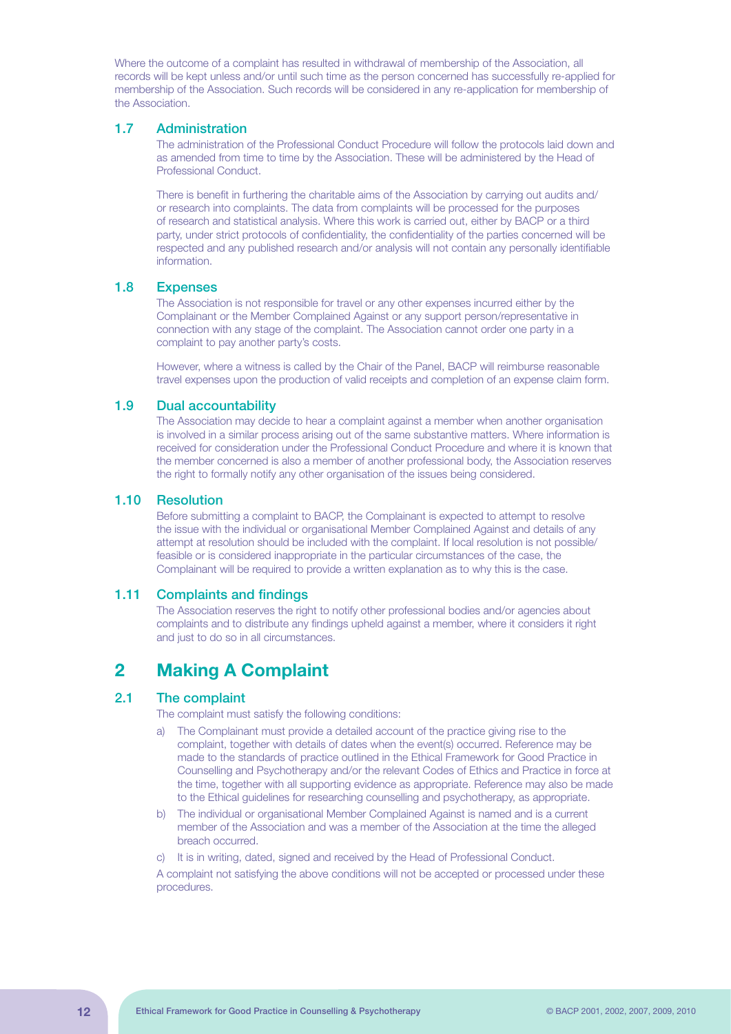Where the outcome of a complaint has resulted in withdrawal of membership of the Association, all records will be kept unless and/or until such time as the person concerned has successfully re-applied for membership of the Association. Such records will be considered in any re-application for membership of the Association.

### 1.7 Administration

The administration of the Professional Conduct Procedure will follow the protocols laid down and as amended from time to time by the Association. These will be administered by the Head of Professional Conduct.

There is benefit in furthering the charitable aims of the Association by carrying out audits and/or research into complaints. The data from complaints will be processed for the purposes of research and statistical analysis. Where this work is carried out, either by BACP or a third party, under strict protocols of confidentiality, the confidentiality of the parties concerned will be respected and any published research and/or analysis will not contain any personally identifiable information.

### 1.8 Expenses

The Association is not responsible for travel or any other expenses incurred either by the Complainant or the Member Complained Against or any support person/representative in connection with any stage of the complaint. The Association cannot order one party in a complaint to pay another party's costs.

However, where a witness is called by the Chair of the Panel, BACP will reimburse reasonable travel expenses upon the production of valid receipts and completion of an expense claim form.

### 1.9 Dual accountability

The Association may decide to hear a complaint against a member when another organisation is involved in a similar process arising out of the same substantive matters. Where information is received for consideration under the Professional Conduct Procedure and where it is known that the member concerned is also a member of another professional body, the Association reserves the right to formally notify any other organisation of the issues being considered.

### 1.10 Resolution

Before submitting a complaint to BACP, the Complainant is expected to attempt to resolve the issue with the individual or organisational Member Complained Against and details of any attempt at resolution should be included with the complaint. If local resolution is not possible/feasible or is considered inappropriate in the particular circumstances of the case, the Complainant will be required to provide a written explanation as to why this is the case.

### 1.11 Complaints and findings

The Association reserves the right to notify other professional bodies and/or agencies about complaints and to distribute any findings upheld against a member, where it considers it right and just to do so in all circumstances.

## 2 Making A Complaint

### 2.1 The complaint

The complaint must satisfy the following conditions:

a) The Complainant must provide a detailed account of the practice giving rise to the complaint, together with details of dates when the event(s) occurred. Reference may be made to the standards of practice outlined in the Ethical Framework for Good Practice in Counselling and Psychotherapy and/or the relevant Codes of Ethics and Practice in force at the time, together with all supporting evidence as appropriate. Reference may also be made to the Ethical guidelines for researching counselling and psychotherapy, as appropriate.

b) The individual or organisational Member Complained Against is named and is a current member of the Association and was a member of the Association at the time the alleged breach occurred.

c) It is in writing, dated, signed and received by the Head of Professional Conduct.

A complaint not satisfying the above conditions will not be accepted or processed under these procedures.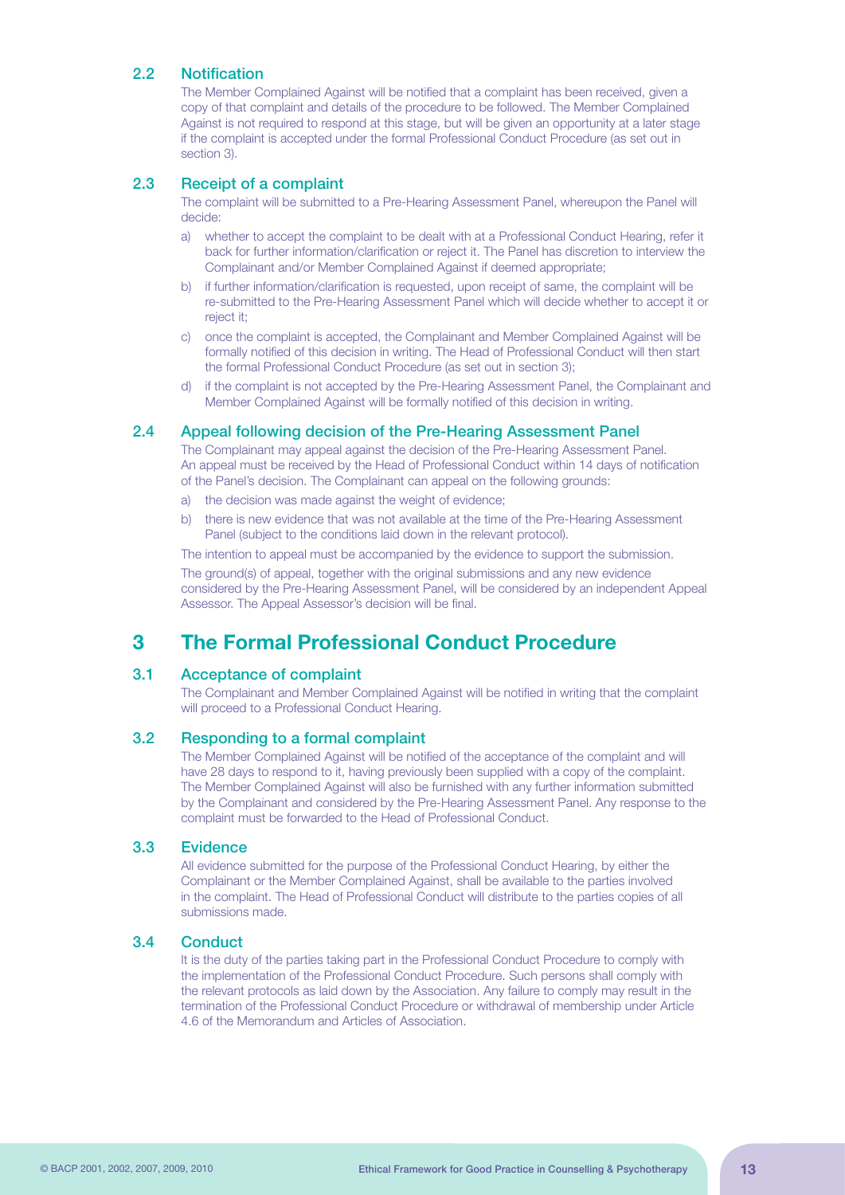### 2.2 Notification

The Member Complained Against will be notified that a complaint has been received, given a copy of that complaint and details of the procedure to be followed. The Member Complained Against is not required to respond at this stage, but will be given an opportunity at a later stage if the complaint is accepted under the formal Professional Conduct Procedure (as set out in section 3).

### 2.3 Receipt of a complaint

The complaint will be submitted to a Pre-Hearing Assessment Panel, whereupon the Panel will decide:

a) whether to accept the complaint to be dealt with at a Professional Conduct Hearing, refer it back for further information/clarification or reject it. The Panel has discretion to interview the Complainant and/or Member Complained Against if deemed appropriate;

b) if further information/clarification is requested, upon receipt of same, the complaint will be re-submitted to the Pre-Hearing Assessment Panel which will decide whether to accept it or reject it;

c) once the complaint is accepted, the Complainant and Member Complained Against will be formally notified of this decision in writing. The Head of Professional Conduct will then start the formal Professional Conduct Procedure (as set out in section 3);

d) if the complaint is not accepted by the Pre-Hearing Assessment Panel, the Complainant and Member Complained Against will be formally notified of this decision in writing.

### 2.4 Appeal following decision of the Pre-Hearing Assessment Panel

The Complainant may appeal against the decision of the Pre-Hearing Assessment Panel. An appeal must be received by the Head of Professional Conduct within 14 days of notification of the Panel's decision. The Complainant can appeal on the following grounds:

a) the decision was made against the weight of evidence;

b) there is new evidence that was not available at the time of the Pre-Hearing Assessment Panel (subject to the conditions laid down in the relevant protocol).

The intention to appeal must be accompanied by the evidence to support the submission.

The ground(s) of appeal, together with the original submissions and any new evidence considered by the Pre-Hearing Assessment Panel, will be considered by an independent Appeal Assessor. The Appeal Assessor's decision will be final.

## 3 The Formal Professional Conduct Procedure

### 3.1 Acceptance of complaint

The Complainant and Member Complained Against will be notified in writing that the complaint will proceed to a Professional Conduct Hearing.

### 3.2 Responding to a formal complaint

The Member Complained Against will be notified of the acceptance of the complaint and will have 28 days to respond to it, having previously been supplied with a copy of the complaint. The Member Complained Against will also be furnished with any further information submitted by the Complainant and considered by the Pre-Hearing Assessment Panel. Any response to the complaint must be forwarded to the Head of Professional Conduct.

### 3.3 Evidence

All evidence submitted for the purpose of the Professional Conduct Hearing, by either the Complainant or the Member Complained Against, shall be available to the parties involved in the complaint. The Head of Professional Conduct will distribute to the parties copies of all submissions made.

### 3.4 Conduct

It is the duty of the parties taking part in the Professional Conduct Procedure to comply with the implementation of the Professional Conduct Procedure. Such persons shall comply with the relevant protocols as laid down by the Association. Any failure to comply may result in the termination of the Professional Conduct Procedure or withdrawal of membership under Article 4.6 of the Memorandum and Articles of Association.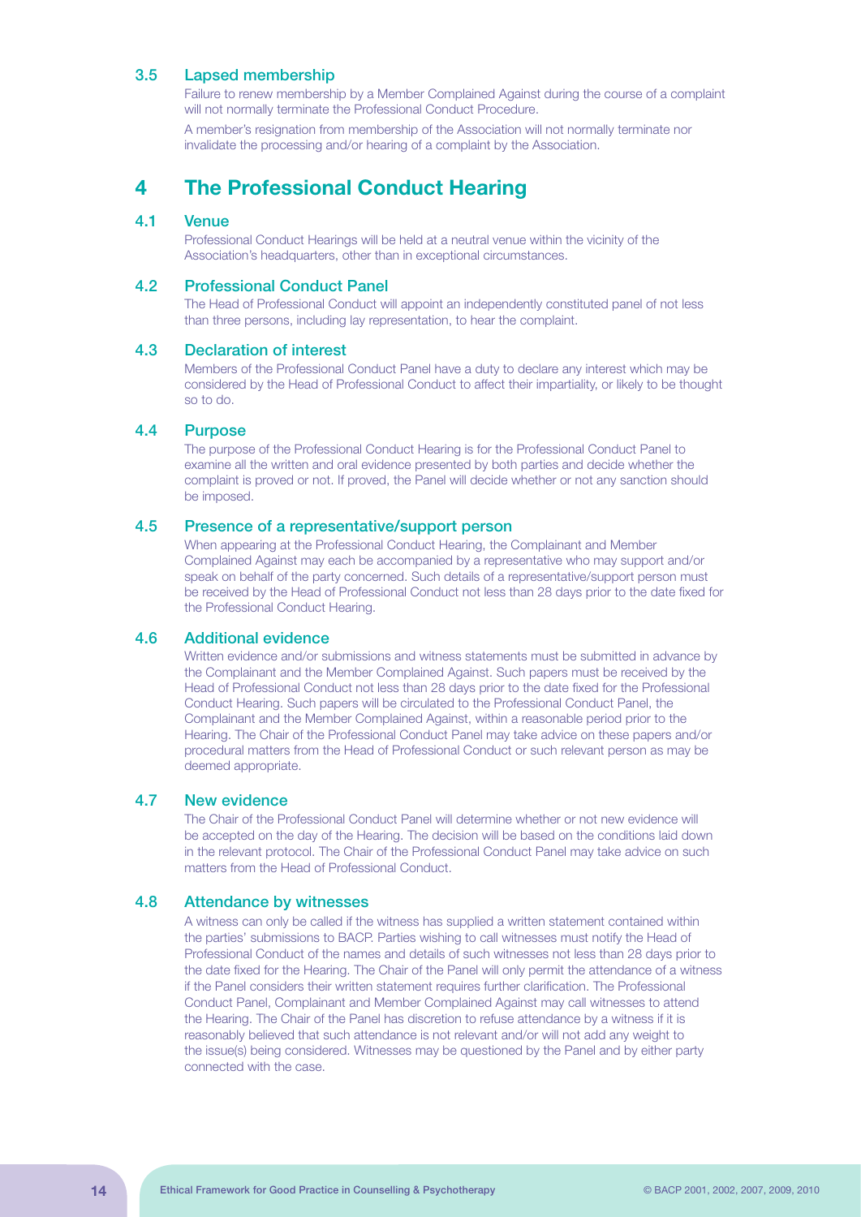### 3.5 Lapsed membership

Failure to renew membership by a Member Complained Against during the course of a complaint will not normally terminate the Professional Conduct Procedure.

A member's resignation from membership of the Association will not normally terminate nor invalidate the processing and/or hearing of a complaint by the Association.

## 4 The Professional Conduct Hearing

### 4.1 Venue

Professional Conduct Hearings will be held at a neutral venue within the vicinity of the Association's headquarters, other than in exceptional circumstances.

### 4.2 Professional Conduct Panel

The Head of Professional Conduct will appoint an independently constituted panel of not less than three persons, including lay representation, to hear the complaint.

### 4.3 Declaration of interest

Members of the Professional Conduct Panel have a duty to declare any interest which may be considered by the Head of Professional Conduct to affect their impartiality, or likely to be thought so to do.

### 4.4 Purpose

The purpose of the Professional Conduct Hearing is for the Professional Conduct Panel to examine all the written and oral evidence presented by both parties and decide whether the complaint is proved or not. If proved, the Panel will decide whether or not any sanction should be imposed.

### 4.5 Presence of a representative/support person

When appearing at the Professional Conduct Hearing, the Complainant and Member Complained Against may each be accompanied by a representative who may support and/or speak on behalf of the party concerned. Such details of a representative/support person must be received by the Head of Professional Conduct not less than 28 days prior to the date fixed for the Professional Conduct Hearing.

### 4.6 Additional evidence

Written evidence and/or submissions and witness statements must be submitted in advance by the Complainant and the Member Complained Against. Such papers must be received by the Head of Professional Conduct not less than 28 days prior to the date fixed for the Professional Conduct Hearing. Such papers will be circulated to the Professional Conduct Panel, the Complainant and the Member Complained Against, within a reasonable period prior to the Hearing. The Chair of the Professional Conduct Panel may take advice on these papers and/or procedural matters from the Head of Professional Conduct or such relevant person as may be deemed appropriate.

### 4.7 New evidence

The Chair of the Professional Conduct Panel will determine whether or not new evidence will be accepted on the day of the Hearing. The decision will be based on the conditions laid down in the relevant protocol. The Chair of the Professional Conduct Panel may take advice on such matters from the Head of Professional Conduct.

### 4.8 Attendance by witnesses

A witness can only be called if the witness has supplied a written statement contained within the parties' submissions to BACP. Parties wishing to call witnesses must notify the Head of Professional Conduct of the names and details of such witnesses not less than 28 days prior to the date fixed for the Hearing. The Chair of the Panel will only permit the attendance of a witness if the Panel considers their written statement requires further clarification. The Professional Conduct Panel, Complainant and Member Complained Against may call witnesses to attend the Hearing. The Chair of the Panel has discretion to refuse attendance by a witness if it is reasonably believed that such attendance is not relevant and/or will not add any weight to the issue(s) being considered. Witnesses may be questioned by the Panel and by either party connected with the case.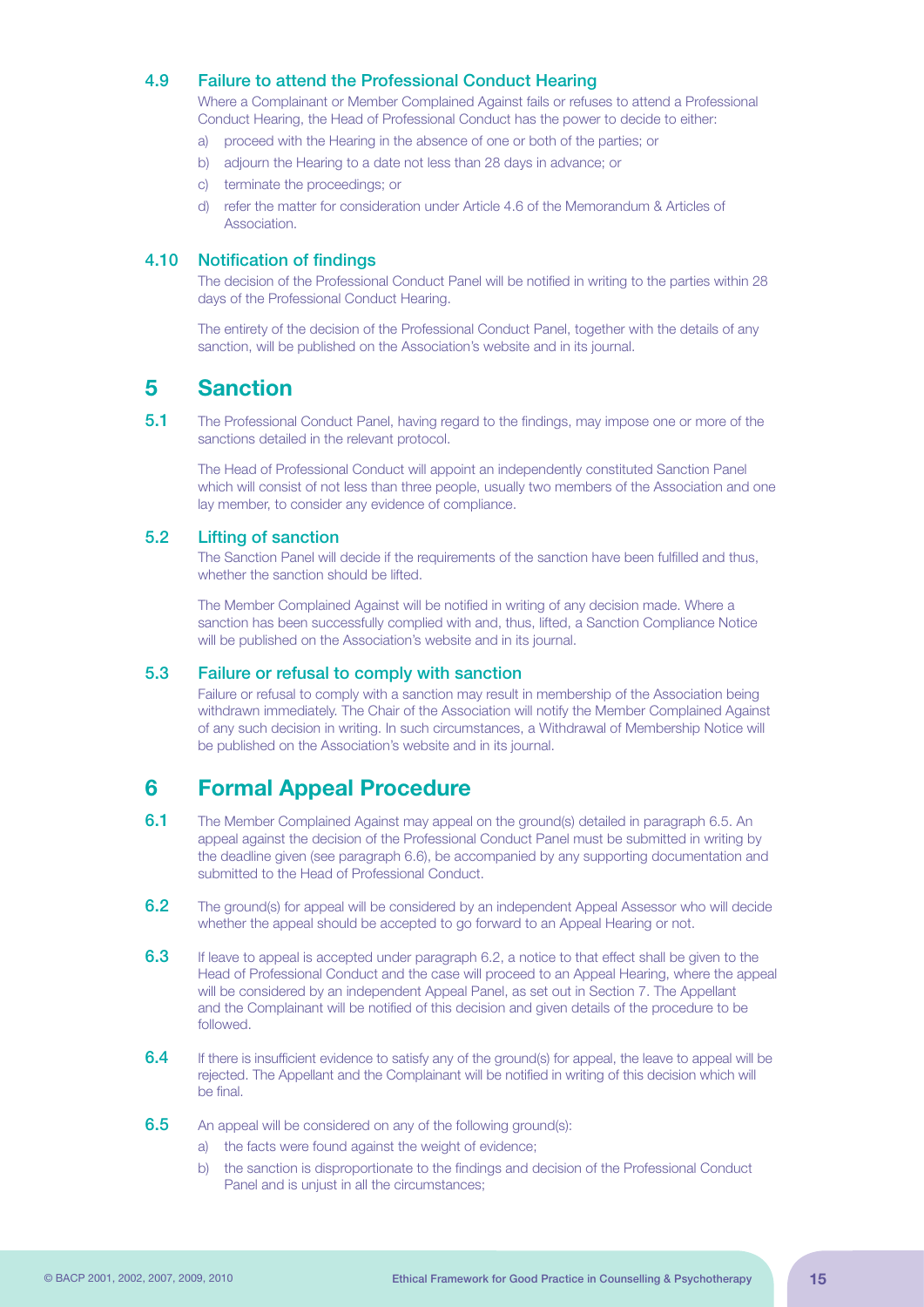### 4.9 Failure to attend the Professional Conduct Hearing

Where a Complainant or Member Complained Against fails or refuses to attend a Professional Conduct Hearing, the Head of Professional Conduct has the power to decide to either:

a) proceed with the Hearing in the absence of one or both of the parties; or
b) adjourn the Hearing to a date not less than 28 days in advance; or
c) terminate the proceedings; or
d) refer the matter for consideration under Article 4.6 of the Memorandum & Articles of Association.

### 4.10 Notification of findings

The decision of the Professional Conduct Panel will be notified in writing to the parties within 28 days of the Professional Conduct Hearing.

The entirety of the decision of the Professional Conduct Panel, together with the details of any sanction, will be published on the Association's website and in its journal.

## 5 Sanction

**5.1** The Professional Conduct Panel, having regard to the findings, may impose one or more of the sanctions detailed in the relevant protocol.

The Head of Professional Conduct will appoint an independently constituted Sanction Panel which will consist of not less than three people, usually two members of the Association and one lay member, to consider any evidence of compliance.

### 5.2 Lifting of sanction

The Sanction Panel will decide if the requirements of the sanction have been fulfilled and thus, whether the sanction should be lifted.

The Member Complained Against will be notified in writing of any decision made. Where a sanction has been successfully complied with and, thus, lifted, a Sanction Compliance Notice will be published on the Association's website and in its journal.

### 5.3 Failure or refusal to comply with sanction

Failure or refusal to comply with a sanction may result in membership of the Association being withdrawn immediately. The Chair of the Association will notify the Member Complained Against of any such decision in writing. In such circumstances, a Withdrawal of Membership Notice will be published on the Association's website and in its journal.

## 6 Formal Appeal Procedure

**6.1** The Member Complained Against may appeal on the ground(s) detailed in paragraph 6.5. An appeal against the decision of the Professional Conduct Panel must be submitted in writing by the deadline given (see paragraph 6.6), be accompanied by any supporting documentation and submitted to the Head of Professional Conduct.

**6.2** The ground(s) for appeal will be considered by an independent Appeal Assessor who will decide whether the appeal should be accepted to go forward to an Appeal Hearing or not.

**6.3** If leave to appeal is accepted under paragraph 6.2, a notice to that effect shall be given to the Head of Professional Conduct and the case will proceed to an Appeal Hearing, where the appeal will be considered by an independent Appeal Panel, as set out in Section 7. The Appellant and the Complainant will be notified of this decision and given details of the procedure to be followed.

**6.4** If there is insufficient evidence to satisfy any of the ground(s) for appeal, the leave to appeal will be rejected. The Appellant and the Complainant will be notified in writing of this decision which will be final.

**6.5** An appeal will be considered on any of the following ground(s):

a) the facts were found against the weight of evidence;
b) the sanction is disproportionate to the findings and decision of the Professional Conduct Panel and is unjust in all the circumstances;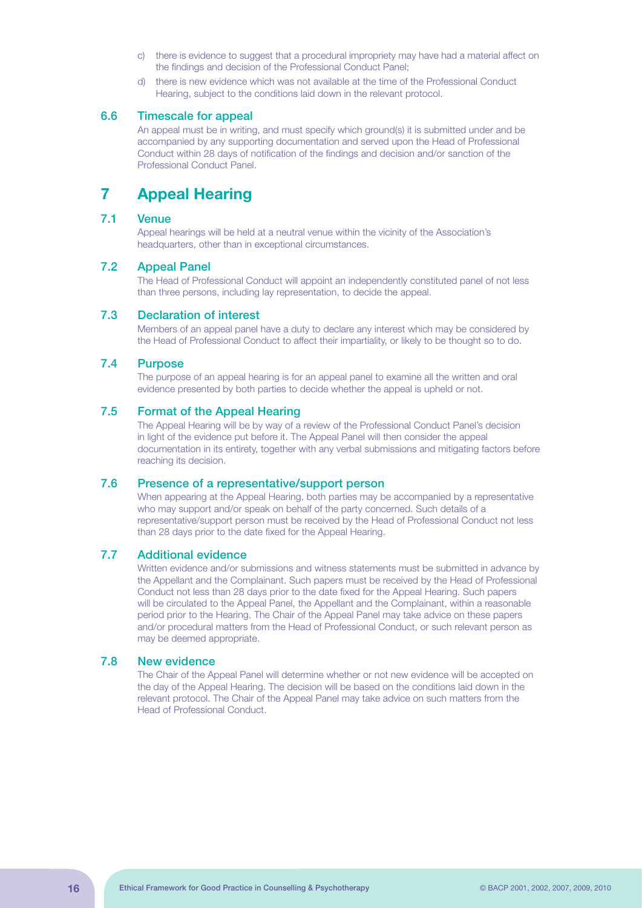c) there is evidence to suggest that a procedural impropriety may have had a material affect on the findings and decision of the Professional Conduct Panel;

d) there is new evidence which was not available at the time of the Professional Conduct Hearing, subject to the conditions laid down in the relevant protocol.

### 6.6 Timescale for appeal

An appeal must be in writing, and must specify which ground(s) it is submitted under and be accompanied by any supporting documentation and served upon the Head of Professional Conduct within 28 days of notification of the findings and decision and/or sanction of the Professional Conduct Panel.

## 7 Appeal Hearing

### 7.1 Venue

Appeal hearings will be held at a neutral venue within the vicinity of the Association's headquarters, other than in exceptional circumstances.

### 7.2 Appeal Panel

The Head of Professional Conduct will appoint an independently constituted panel of not less than three persons, including lay representation, to decide the appeal.

### 7.3 Declaration of interest

Members of an appeal panel have a duty to declare any interest which may be considered by the Head of Professional Conduct to affect their impartiality, or likely to be thought so to do.

### 7.4 Purpose

The purpose of an appeal hearing is for an appeal panel to examine all the written and oral evidence presented by both parties to decide whether the appeal is upheld or not.

### 7.5 Format of the Appeal Hearing

The Appeal Hearing will be by way of a review of the Professional Conduct Panel's decision in light of the evidence put before it. The Appeal Panel will then consider the appeal documentation in its entirety, together with any verbal submissions and mitigating factors before reaching its decision.

### 7.6 Presence of a representative/support person

When appearing at the Appeal Hearing, both parties may be accompanied by a representative who may support and/or speak on behalf of the party concerned. Such details of a representative/support person must be received by the Head of Professional Conduct not less than 28 days prior to the date fixed for the Appeal Hearing.

### 7.7 Additional evidence

Written evidence and/or submissions and witness statements must be submitted in advance by the Appellant and the Complainant. Such papers must be received by the Head of Professional Conduct not less than 28 days prior to the date fixed for the Appeal Hearing. Such papers will be circulated to the Appeal Panel, the Appellant and the Complainant, within a reasonable period prior to the Hearing. The Chair of the Appeal Panel may take advice on these papers and/or procedural matters from the Head of Professional Conduct, or such relevant person as may be deemed appropriate.

### 7.8 New evidence

The Chair of the Appeal Panel will determine whether or not new evidence will be accepted on the day of the Appeal Hearing. The decision will be based on the conditions laid down in the relevant protocol. The Chair of the Appeal Panel may take advice on such matters from the Head of Professional Conduct.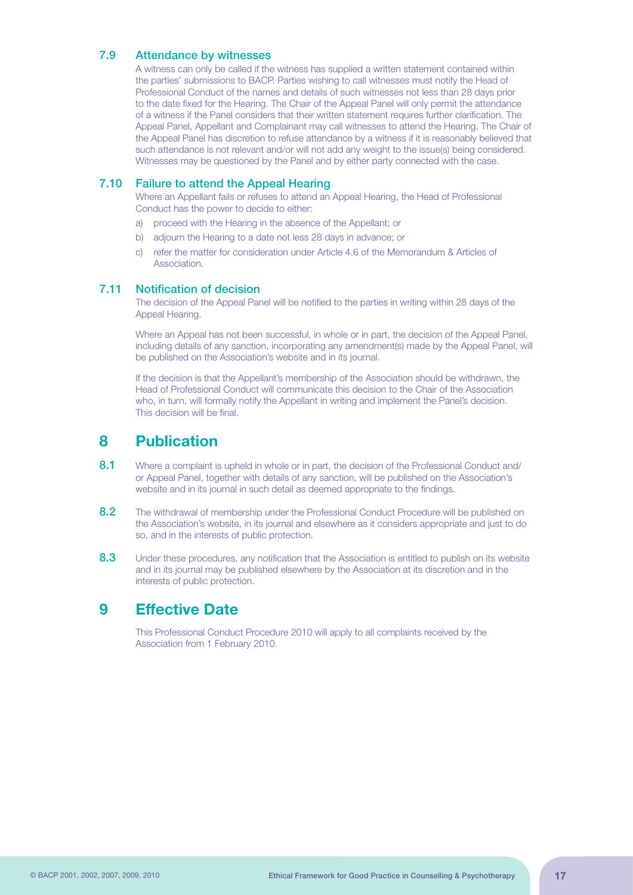### 7.9 Attendance by witnesses

A witness can only be called if the witness has supplied a written statement contained within the parties' submissions to BACP. Parties wishing to call witnesses must notify the Head of Professional Conduct of the names and details of such witnesses not less than 28 days prior to the date fixed for the Hearing. The Chair of the Appeal Panel will only permit the attendance of a witness if the Panel considers that their written statement requires further clarification. The Appeal Panel, Appellant and Complainant may call witnesses to attend the Hearing. The Chair of the Appeal Panel has discretion to refuse attendance by a witness if it is reasonably believed that such attendance is not relevant and/or will not add any weight to the issue(s) being considered. Witnesses may be questioned by the Panel and by either party connected with the case.

### 7.10 Failure to attend the Appeal Hearing

Where an Appellant fails or refuses to attend an Appeal Hearing, the Head of Professional Conduct has the power to decide to either:

a) proceed with the Hearing in the absence of the Appellant; or
b) adjourn the Hearing to a date not less 28 days in advance; or
c) refer the matter for consideration under Article 4.6 of the Memorandum & Articles of Association.

### 7.11 Notification of decision

The decision of the Appeal Panel will be notified to the parties in writing within 28 days of the Appeal Hearing.

Where an Appeal has not been successful, in whole or in part, the decision of the Appeal Panel, including details of any sanction, incorporating any amendment(s) made by the Appeal Panel, will be published on the Association's website and in its journal.

If the decision is that the Appellant's membership of the Association should be withdrawn, the Head of Professional Conduct will communicate this decision to the Chair of the Association who, in turn, will formally notify the Appellant in writing and implement the Panel's decision. This decision will be final.

## 8 Publication

**8.1** Where a complaint is upheld in whole or in part, the decision of the Professional Conduct and/or Appeal Panel, together with details of any sanction, will be published on the Association's website and in its journal in such detail as deemed appropriate to the findings.

**8.2** The withdrawal of membership under the Professional Conduct Procedure will be published on the Association's website, in its journal and elsewhere as it considers appropriate and just to do so, and in the interests of public protection.

**8.3** Under these procedures, any notification that the Association is entitled to publish on its website and in its journal may be published elsewhere by the Association at its discretion and in the interests of public protection.

## 9 Effective Date

This Professional Conduct Procedure 2010 will apply to all complaints received by the Association from 1 February 2010.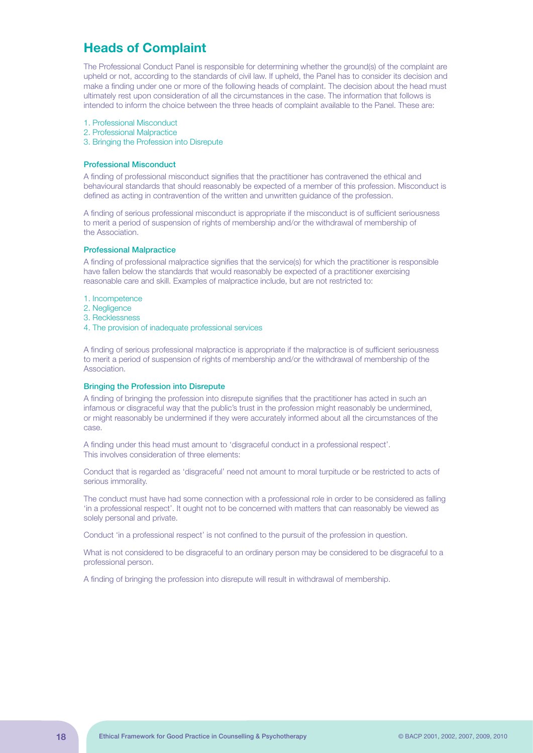## Heads of Complaint

The Professional Conduct Panel is responsible for determining whether the ground(s) of the complaint are upheld or not, according to the standards of civil law. If upheld, the Panel has to consider its decision and make a finding under one or more of the following heads of complaint. The decision about the head must ultimately rest upon consideration of all the circumstances in the case. The information that follows is intended to inform the choice between the three heads of complaint available to the Panel. These are:

1. Professional Misconduct
2. Professional Malpractice
3. Bringing the Profession into Disrepute

### Professional Misconduct

A finding of professional misconduct signifies that the practitioner has contravened the ethical and behavioural standards that should reasonably be expected of a member of this profession. Misconduct is defined as acting in contravention of the written and unwritten guidance of the profession.

A finding of serious professional misconduct is appropriate if the misconduct is of sufficient seriousness to merit a period of suspension of rights of membership and/or the withdrawal of membership of the Association.

### Professional Malpractice

A finding of professional malpractice signifies that the service(s) for which the practitioner is responsible have fallen below the standards that would reasonably be expected of a practitioner exercising reasonable care and skill. Examples of malpractice include, but are not restricted to:

1. Incompetence
2. Negligence
3. Recklessness
4. The provision of inadequate professional services

A finding of serious professional malpractice is appropriate if the malpractice is of sufficient seriousness to merit a period of suspension of rights of membership and/or the withdrawal of membership of the Association.

### Bringing the Profession into Disrepute

A finding of bringing the profession into disrepute signifies that the practitioner has acted in such an infamous or disgraceful way that the public's trust in the profession might reasonably be undermined, or might reasonably be undermined if they were accurately informed about all the circumstances of the case.

A finding under this head must amount to 'disgraceful conduct in a professional respect'. This involves consideration of three elements:

Conduct that is regarded as 'disgraceful' need not amount to moral turpitude or be restricted to acts of serious immorality.

The conduct must have had some connection with a professional role in order to be considered as falling 'in a professional respect'. It ought not to be concerned with matters that can reasonably be viewed as solely personal and private.

Conduct 'in a professional respect' is not confined to the pursuit of the profession in question.

What is not considered to be disgraceful to an ordinary person may be considered to be disgraceful to a professional person.

A finding of bringing the profession into disrepute will result in withdrawal of membership.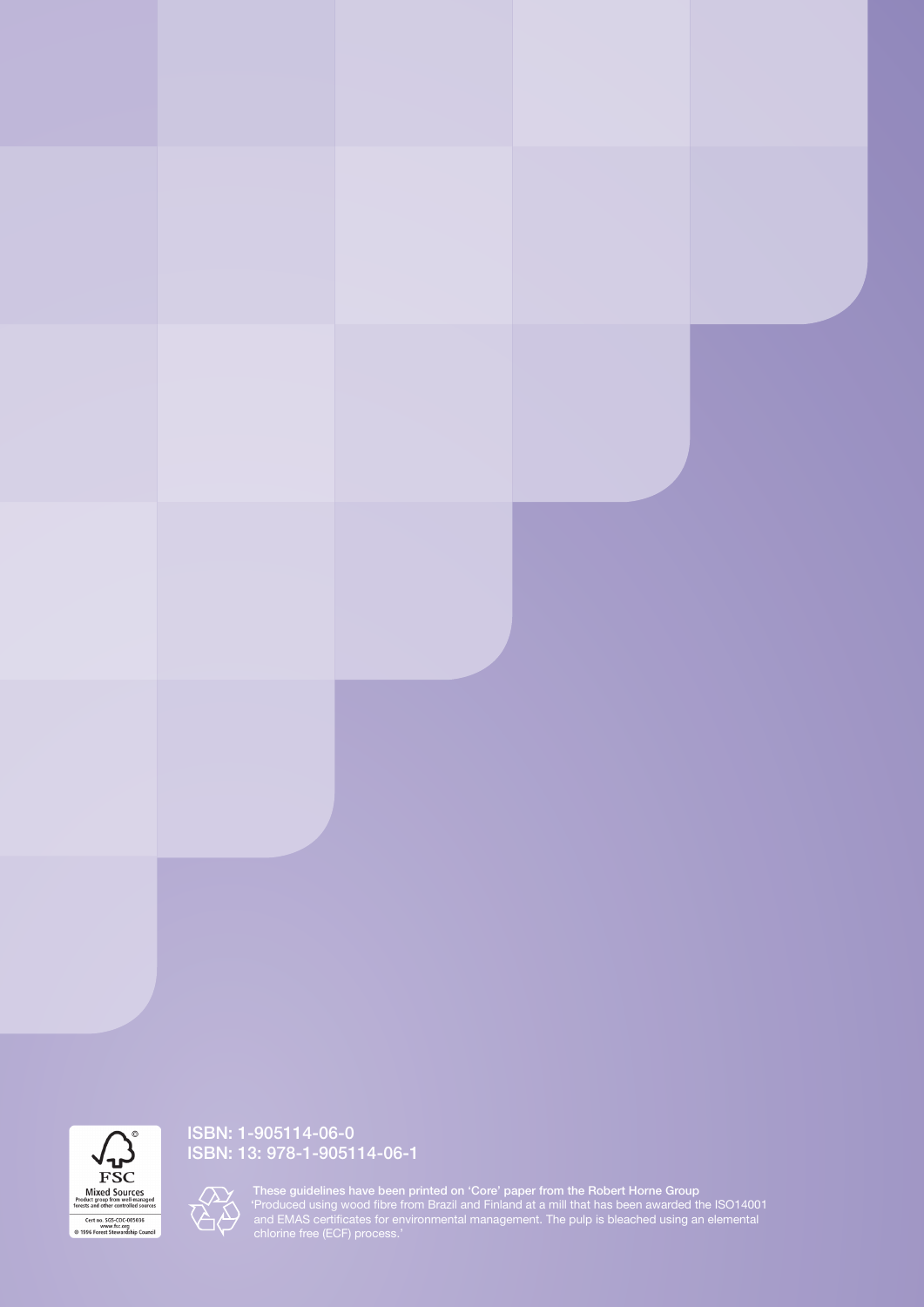FSC
Mixed Sources
Product group from well-managed forests and other controlled sources
Cert no. SGS-COC-005036
www.fsc.org
© 1996 Forest Stewardship Council

ISBN: 1-905114-06-0
ISBN: 13: 978-1-905114-06-1

These guidelines have been printed on 'Core' paper from the Robert Horne Group
'Produced using wood fibre from Brazil and Finland at a mill that has been awarded the ISO14001 and EMAS certificates for environmental management. The pulp is bleached using an elemental chlorine free (ECF) process.'